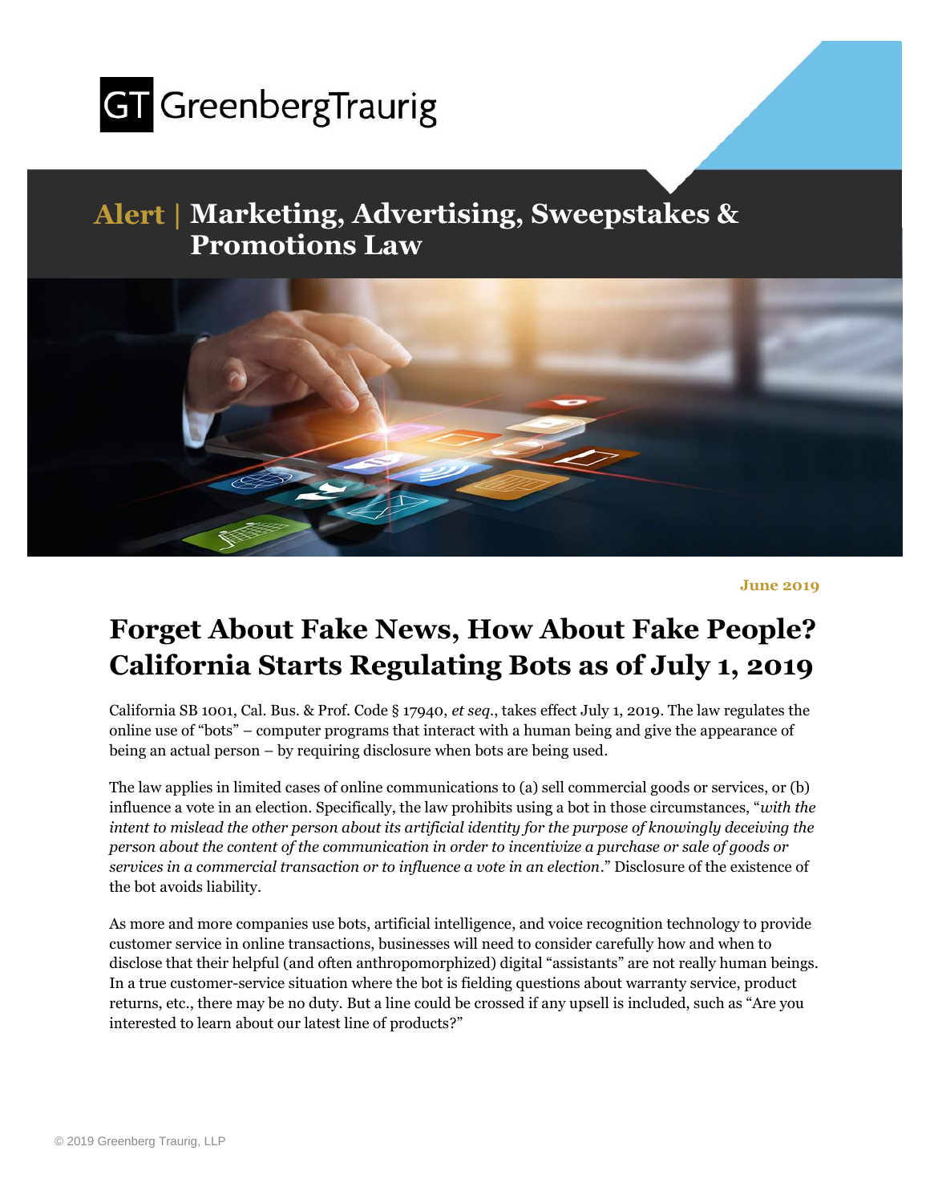GT GreenbergTraurig

**Alert |** **Marketing, Advertising, Sweepstakes & Promotions Law**

**June 2019**

# Forget About Fake News, How About Fake People? California Starts Regulating Bots as of July 1, 2019

California SB 1001, Cal. Bus. & Prof. Code § 17940, *et seq.*, takes effect July 1, 2019. The law regulates the online use of "bots" – computer programs that interact with a human being and give the appearance of being an actual person – by requiring disclosure when bots are being used.

The law applies in limited cases of online communications to (a) sell commercial goods or services, or (b) influence a vote in an election. Specifically, the law prohibits using a bot in those circumstances, "*with the intent to mislead the other person about its artificial identity for the purpose of knowingly deceiving the person about the content of the communication in order to incentivize a purchase or sale of goods or services in a commercial transaction or to influence a vote in an election*." Disclosure of the existence of the bot avoids liability.

As more and more companies use bots, artificial intelligence, and voice recognition technology to provide customer service in online transactions, businesses will need to consider carefully how and when to disclose that their helpful (and often anthropomorphized) digital "assistants" are not really human beings. In a true customer-service situation where the bot is fielding questions about warranty service, product returns, etc., there may be no duty. But a line could be crossed if any upsell is included, such as "Are you interested to learn about our latest line of products?"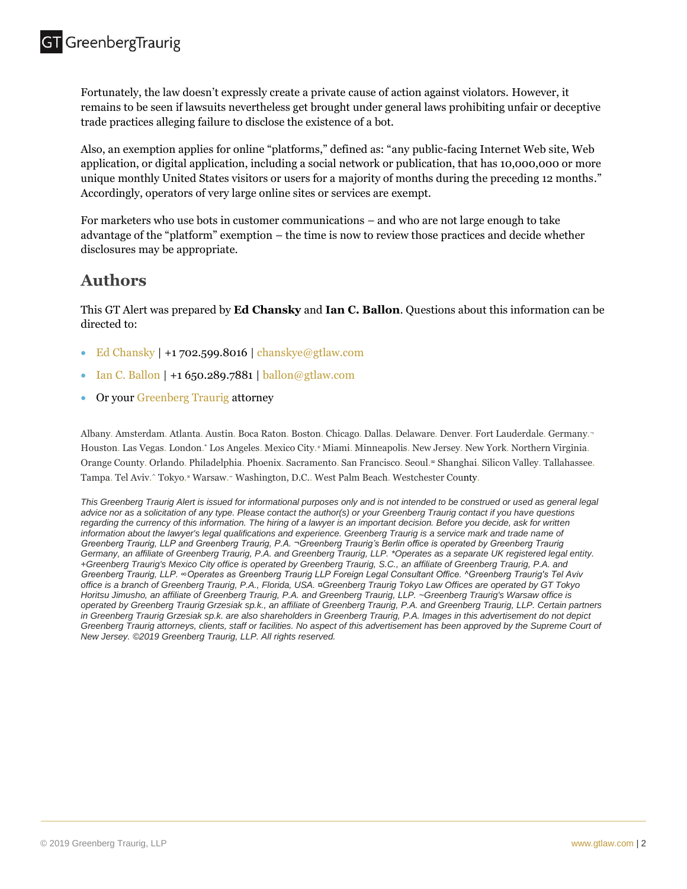Fortunately, the law doesn't expressly create a private cause of action against violators. However, it remains to be seen if lawsuits nevertheless get brought under general laws prohibiting unfair or deceptive trade practices alleging failure to disclose the existence of a bot.

Also, an exemption applies for online "platforms," defined as: "any public-facing Internet Web site, Web application, or digital application, including a social network or publication, that has 10,000,000 or more unique monthly United States visitors or users for a majority of months during the preceding 12 months." Accordingly, operators of very large online sites or services are exempt.

For marketers who use bots in customer communications – and who are not large enough to take advantage of the "platform" exemption – the time is now to review those practices and decide whether disclosures may be appropriate.

## Authors

This GT Alert was prepared by **Ed Chansky** and **Ian C. Ballon**. Questions about this information can be directed to:

- Ed Chansky | +1 702.599.8016 | chanskye@gtlaw.com
- Ian C. Ballon | +1 650.289.7881 | ballon@gtlaw.com
- Or your Greenberg Traurig attorney

Albany. Amsterdam. Atlanta. Austin. Boca Raton. Boston. Chicago. Dallas. Delaware. Denver. Fort Lauderdale. Germany.¬ Houston. Las Vegas. London.* Los Angeles. Mexico City.+ Miami. Minneapolis. New Jersey. New York. Northern Virginia. Orange County. Orlando. Philadelphia. Phoenix. Sacramento. San Francisco. Seoul.∞ Shanghai. Silicon Valley. Tallahassee. Tampa. Tel Aviv.^ Tokyo.¤ Warsaw.~ Washington, D.C.. West Palm Beach. Westchester County.

*This Greenberg Traurig Alert is issued for informational purposes only and is not intended to be construed or used as general legal advice nor as a solicitation of any type. Please contact the author(s) or your Greenberg Traurig contact if you have questions regarding the currency of this information. The hiring of a lawyer is an important decision. Before you decide, ask for written information about the lawyer's legal qualifications and experience. Greenberg Traurig is a service mark and trade name of Greenberg Traurig, LLP and Greenberg Traurig, P.A. ¬Greenberg Traurig's Berlin office is operated by Greenberg Traurig Germany, an affiliate of Greenberg Traurig, P.A. and Greenberg Traurig, LLP. *Operates as a separate UK registered legal entity. +Greenberg Traurig's Mexico City office is operated by Greenberg Traurig, S.C., an affiliate of Greenberg Traurig, P.A. and Greenberg Traurig, LLP. ∞Operates as Greenberg Traurig LLP Foreign Legal Consultant Office. ^Greenberg Traurig's Tel Aviv office is a branch of Greenberg Traurig, P.A., Florida, USA. ¤Greenberg Traurig Tokyo Law Offices are operated by GT Tokyo Horitsu Jimusho, an affiliate of Greenberg Traurig, P.A. and Greenberg Traurig, LLP. ~Greenberg Traurig's Warsaw office is operated by Greenberg Traurig Grzesiak sp.k., an affiliate of Greenberg Traurig, P.A. and Greenberg Traurig, LLP. Certain partners in Greenberg Traurig Grzesiak sp.k. are also shareholders in Greenberg Traurig, P.A. Images in this advertisement do not depict Greenberg Traurig attorneys, clients, staff or facilities. No aspect of this advertisement has been approved by the Supreme Court of New Jersey. ©2019 Greenberg Traurig, LLP. All rights reserved.*